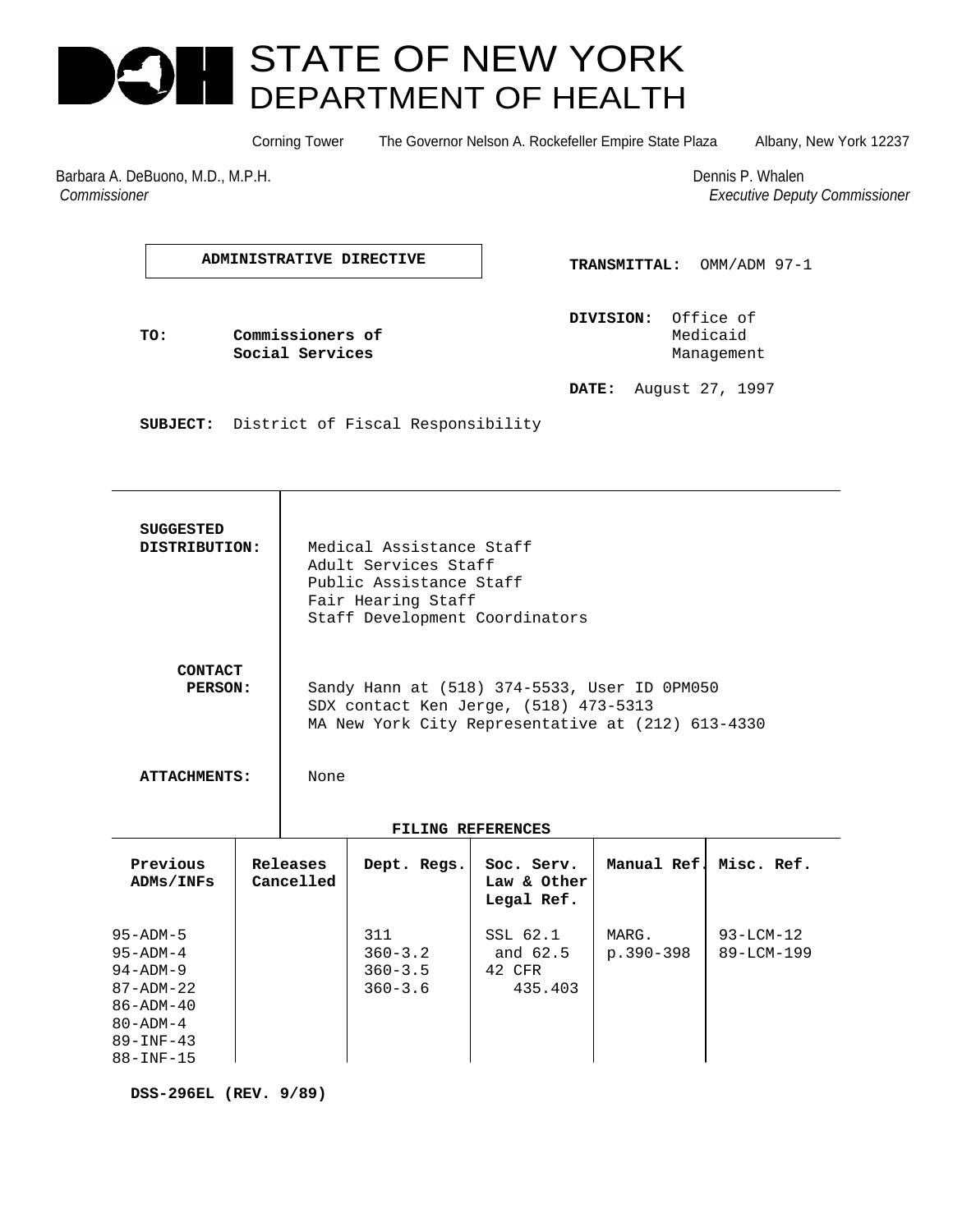# STATE OF NEW YORK
# DEPARTMENT OF HEALTH

Corning Tower The Governor Nelson A. Rockefeller Empire State Plaza Albany, New York 12237

Barbara A. DeBuono, M.D., M.P.H.
*Commissioner*

Dennis P. Whalen
*Executive Deputy Commissioner*

**ADMINISTRATIVE DIRECTIVE**

**TRANSMITTAL:** OMM/ADM 97-1

**TO:** **Commissioners of Social Services**

**DIVISION:** Office of Medicaid Management

**DATE:** August 27, 1997

**SUBJECT:** District of Fiscal Responsibility

**SUGGESTED DISTRIBUTION:**

Medical Assistance Staff
Adult Services Staff
Public Assistance Staff
Fair Hearing Staff
Staff Development Coordinators

**CONTACT PERSON:**

Sandy Hann at (518) 374-5533, User ID 0PM050
SDX contact Ken Jerge, (518) 473-5313
MA New York City Representative at (212) 613-4330

**ATTACHMENTS:** None

**FILING REFERENCES**

| Previous ADMs/INFs | Releases Cancelled | Dept. Regs. | Soc. Serv. Law & Other Legal Ref. | Manual Ref. | Misc. Ref. |
|---|---|---|---|---|---|
| 95-ADM-5<br>95-ADM-4<br>94-ADM-9<br>87-ADM-22<br>86-ADM-40<br>80-ADM-4<br>89-INF-43<br>88-INF-15 | | 311<br>360-3.2<br>360-3.5<br>360-3.6 | SSL 62.1 and 62.5<br>42 CFR 435.403 | MARG. p.390-398 | 93-LCM-12<br>89-LCM-199 |

**DSS-296EL (REV. 9/89)**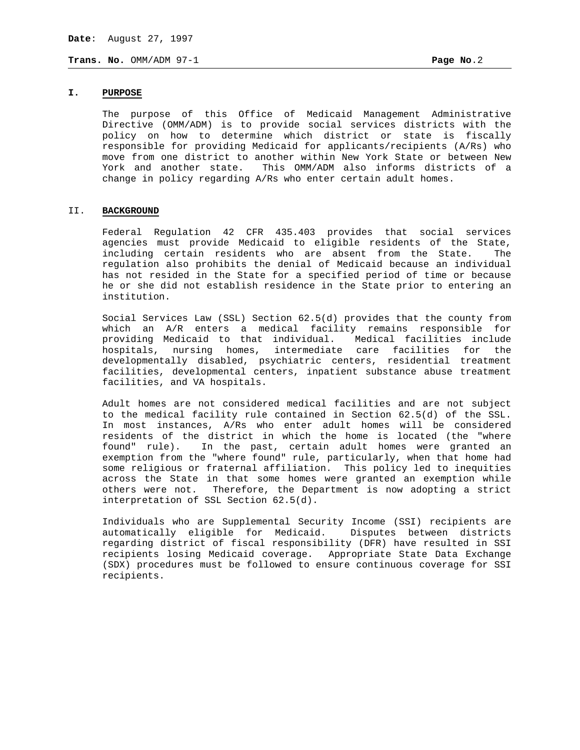## I. PURPOSE

The purpose of this Office of Medicaid Management Administrative Directive (OMM/ADM) is to provide social services districts with the policy on how to determine which district or state is fiscally responsible for providing Medicaid for applicants/recipients (A/Rs) who move from one district to another within New York State or between New York and another state. This OMM/ADM also informs districts of a change in policy regarding A/Rs who enter certain adult homes.

## II. BACKGROUND

Federal Regulation 42 CFR 435.403 provides that social services agencies must provide Medicaid to eligible residents of the State, including certain residents who are absent from the State. The regulation also prohibits the denial of Medicaid because an individual has not resided in the State for a specified period of time or because he or she did not establish residence in the State prior to entering an institution.

Social Services Law (SSL) Section 62.5(d) provides that the county from which an A/R enters a medical facility remains responsible for providing Medicaid to that individual. Medical facilities include hospitals, nursing homes, intermediate care facilities for the developmentally disabled, psychiatric centers, residential treatment facilities, developmental centers, inpatient substance abuse treatment facilities, and VA hospitals.

Adult homes are not considered medical facilities and are not subject to the medical facility rule contained in Section 62.5(d) of the SSL. In most instances, A/Rs who enter adult homes will be considered residents of the district in which the home is located (the "where found" rule). In the past, certain adult homes were granted an exemption from the "where found" rule, particularly, when that home had some religious or fraternal affiliation. This policy led to inequities across the State in that some homes were granted an exemption while others were not. Therefore, the Department is now adopting a strict interpretation of SSL Section 62.5(d).

Individuals who are Supplemental Security Income (SSI) recipients are automatically eligible for Medicaid. Disputes between districts regarding district of fiscal responsibility (DFR) have resulted in SSI recipients losing Medicaid coverage. Appropriate State Data Exchange (SDX) procedures must be followed to ensure continuous coverage for SSI recipients.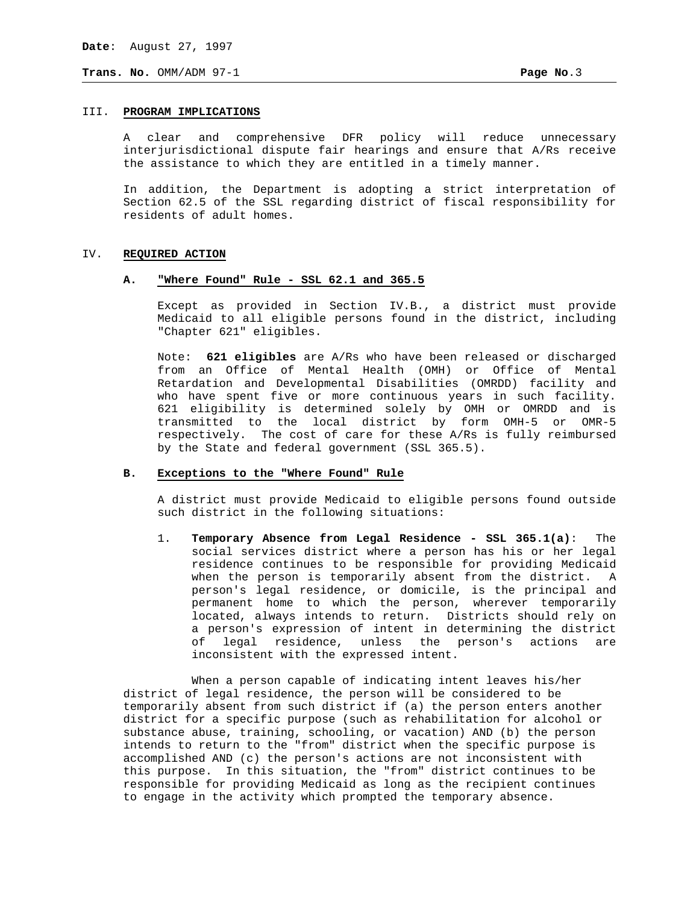## III. PROGRAM IMPLICATIONS

A clear and comprehensive DFR policy will reduce unnecessary interjurisdictional dispute fair hearings and ensure that A/Rs receive the assistance to which they are entitled in a timely manner.

In addition, the Department is adopting a strict interpretation of Section 62.5 of the SSL regarding district of fiscal responsibility for residents of adult homes.

## IV. REQUIRED ACTION

### A. "Where Found" Rule - SSL 62.1 and 365.5

Except as provided in Section IV.B., a district must provide Medicaid to all eligible persons found in the district, including "Chapter 621" eligibles.

Note: **621 eligibles** are A/Rs who have been released or discharged from an Office of Mental Health (OMH) or Office of Mental Retardation and Developmental Disabilities (OMRDD) facility and who have spent five or more continuous years in such facility. 621 eligibility is determined solely by OMH or OMRDD and is transmitted to the local district by form OMH-5 or OMR-5 respectively. The cost of care for these A/Rs is fully reimbursed by the State and federal government (SSL 365.5).

### B. Exceptions to the "Where Found" Rule

A district must provide Medicaid to eligible persons found outside such district in the following situations:

1. **Temporary Absence from Legal Residence - SSL 365.1(a)**: The social services district where a person has his or her legal residence continues to be responsible for providing Medicaid when the person is temporarily absent from the district. A person's legal residence, or domicile, is the principal and permanent home to which the person, wherever temporarily located, always intends to return. Districts should rely on a person's expression of intent in determining the district of legal residence, unless the person's actions are inconsistent with the expressed intent.

When a person capable of indicating intent leaves his/her district of legal residence, the person will be considered to be temporarily absent from such district if (a) the person enters another district for a specific purpose (such as rehabilitation for alcohol or substance abuse, training, schooling, or vacation) AND (b) the person intends to return to the "from" district when the specific purpose is accomplished AND (c) the person's actions are not inconsistent with this purpose. In this situation, the "from" district continues to be responsible for providing Medicaid as long as the recipient continues to engage in the activity which prompted the temporary absence.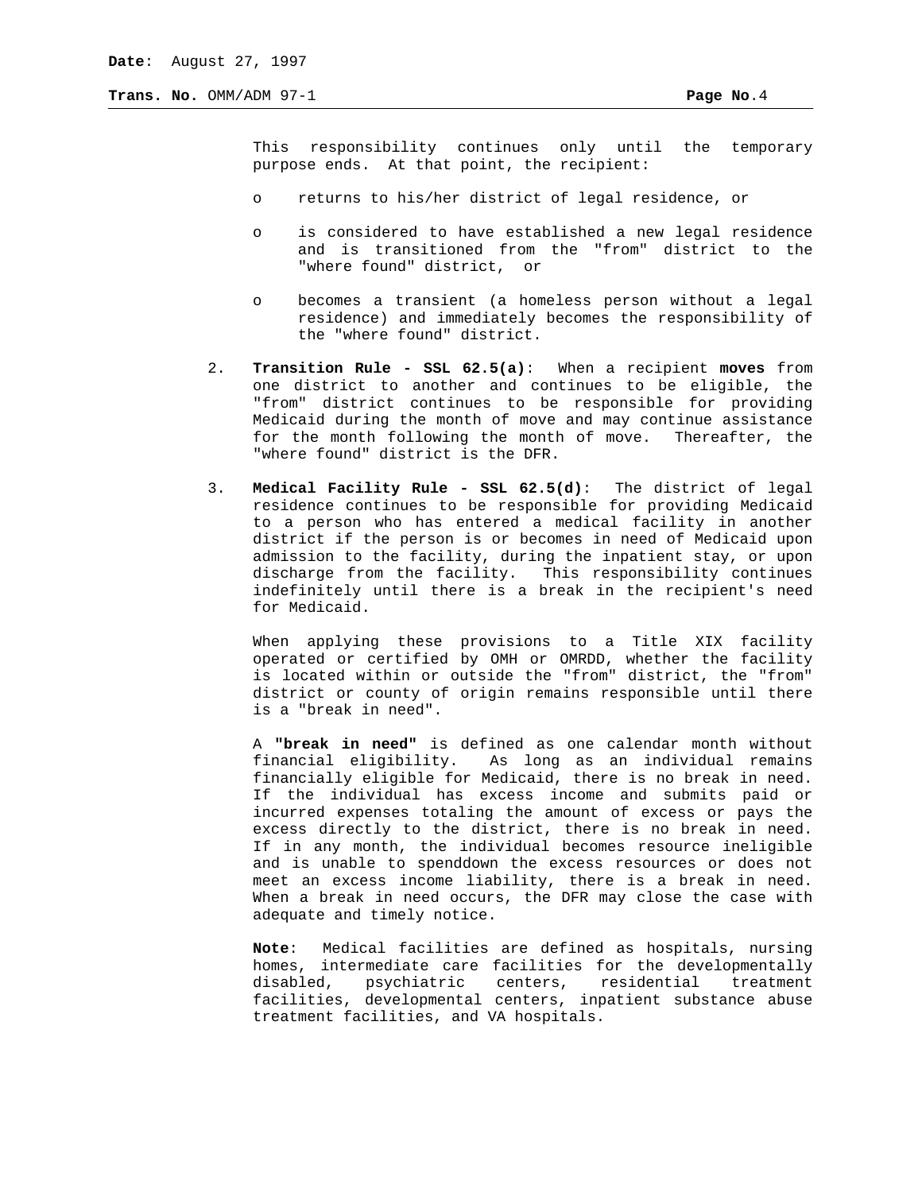This responsibility continues only until the temporary purpose ends. At that point, the recipient:

- returns to his/her district of legal residence, or
- is considered to have established a new legal residence and is transitioned from the "from" district to the "where found" district, or
- becomes a transient (a homeless person without a legal residence) and immediately becomes the responsibility of the "where found" district.

2. **Transition Rule - SSL 62.5(a)**: When a recipient **moves** from one district to another and continues to be eligible, the "from" district continues to be responsible for providing Medicaid during the month of move and may continue assistance for the month following the month of move. Thereafter, the "where found" district is the DFR.

3. **Medical Facility Rule - SSL 62.5(d)**: The district of legal residence continues to be responsible for providing Medicaid to a person who has entered a medical facility in another district if the person is or becomes in need of Medicaid upon admission to the facility, during the inpatient stay, or upon discharge from the facility. This responsibility continues indefinitely until there is a break in the recipient's need for Medicaid.

   When applying these provisions to a Title XIX facility operated or certified by OMH or OMRDD, whether the facility is located within or outside the "from" district, the "from" district or county of origin remains responsible until there is a "break in need".

   A **"break in need"** is defined as one calendar month without financial eligibility. As long as an individual remains financially eligible for Medicaid, there is no break in need. If the individual has excess income and submits paid or incurred expenses totaling the amount of excess or pays the excess directly to the district, there is no break in need. If in any month, the individual becomes resource ineligible and is unable to spenddown the excess resources or does not meet an excess income liability, there is a break in need. When a break in need occurs, the DFR may close the case with adequate and timely notice.

   **Note**: Medical facilities are defined as hospitals, nursing homes, intermediate care facilities for the developmentally disabled, psychiatric centers, residential treatment facilities, developmental centers, inpatient substance abuse treatment facilities, and VA hospitals.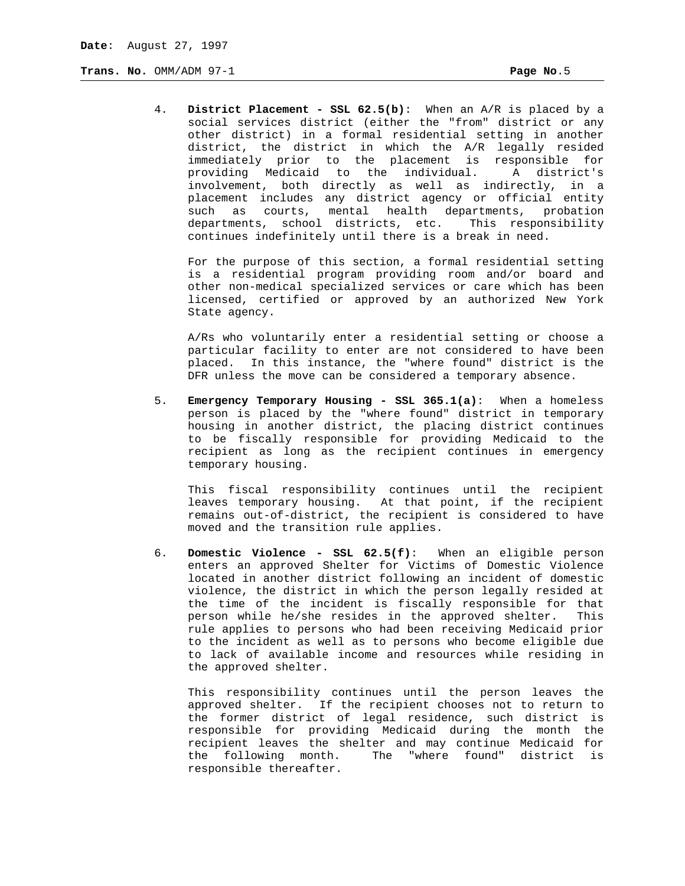4. **District Placement - SSL 62.5(b)**: When an A/R is placed by a social services district (either the "from" district or any other district) in a formal residential setting in another district, the district in which the A/R legally resided immediately prior to the placement is responsible for providing Medicaid to the individual. A district's involvement, both directly as well as indirectly, in a placement includes any district agency or official entity such as courts, mental health departments, probation departments, school districts, etc. This responsibility continues indefinitely until there is a break in need.

   For the purpose of this section, a formal residential setting is a residential program providing room and/or board and other non-medical specialized services or care which has been licensed, certified or approved by an authorized New York State agency.

   A/Rs who voluntarily enter a residential setting or choose a particular facility to enter are not considered to have been placed. In this instance, the "where found" district is the DFR unless the move can be considered a temporary absence.

5. **Emergency Temporary Housing - SSL 365.1(a)**: When a homeless person is placed by the "where found" district in temporary housing in another district, the placing district continues to be fiscally responsible for providing Medicaid to the recipient as long as the recipient continues in emergency temporary housing.

   This fiscal responsibility continues until the recipient leaves temporary housing. At that point, if the recipient remains out-of-district, the recipient is considered to have moved and the transition rule applies.

6. **Domestic Violence - SSL 62.5(f)**: When an eligible person enters an approved Shelter for Victims of Domestic Violence located in another district following an incident of domestic violence, the district in which the person legally resided at the time of the incident is fiscally responsible for that person while he/she resides in the approved shelter. This rule applies to persons who had been receiving Medicaid prior to the incident as well as to persons who become eligible due to lack of available income and resources while residing in the approved shelter.

   This responsibility continues until the person leaves the approved shelter. If the recipient chooses not to return to the former district of legal residence, such district is responsible for providing Medicaid during the month the recipient leaves the shelter and may continue Medicaid for the following month. The "where found" district is responsible thereafter.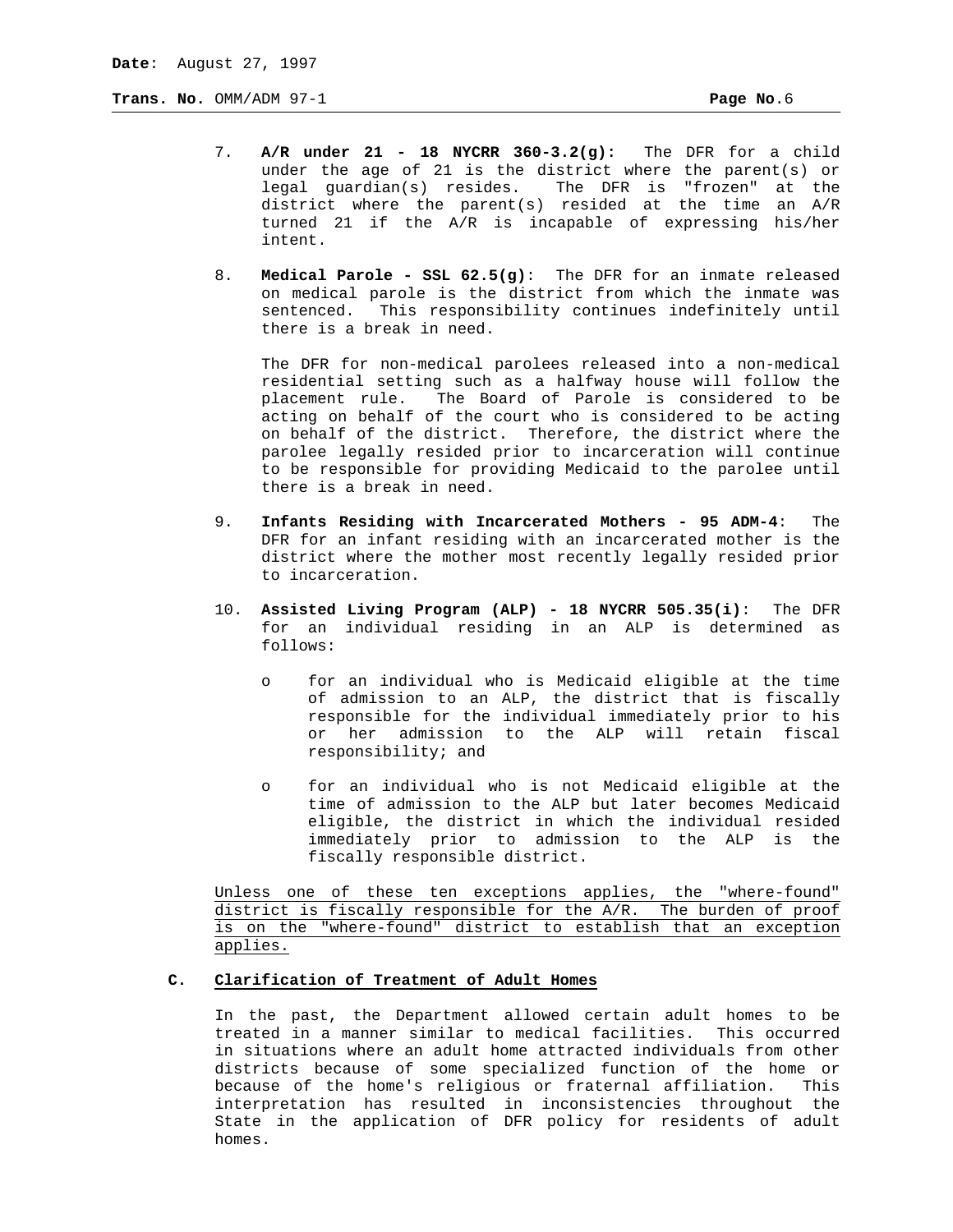7. **A/R under 21 - 18 NYCRR 360-3.2(g):** The DFR for a child under the age of 21 is the district where the parent(s) or legal guardian(s) resides. The DFR is "frozen" at the district where the parent(s) resided at the time an A/R turned 21 if the A/R is incapable of expressing his/her intent.

8. **Medical Parole - SSL 62.5(g)**: The DFR for an inmate released on medical parole is the district from which the inmate was sentenced. This responsibility continues indefinitely until there is a break in need.

   The DFR for non-medical parolees released into a non-medical residential setting such as a halfway house will follow the placement rule. The Board of Parole is considered to be acting on behalf of the court who is considered to be acting on behalf of the district. Therefore, the district where the parolee legally resided prior to incarceration will continue to be responsible for providing Medicaid to the parolee until there is a break in need.

9. **Infants Residing with Incarcerated Mothers - 95 ADM-4**: The DFR for an infant residing with an incarcerated mother is the district where the mother most recently legally resided prior to incarceration.

10. **Assisted Living Program (ALP) - 18 NYCRR 505.35(i)**: The DFR for an individual residing in an ALP is determined as follows:

    - for an individual who is Medicaid eligible at the time of admission to an ALP, the district that is fiscally responsible for the individual immediately prior to his or her admission to the ALP will retain fiscal responsibility; and

    - for an individual who is not Medicaid eligible at the time of admission to the ALP but later becomes Medicaid eligible, the district in which the individual resided immediately prior to admission to the ALP is the fiscally responsible district.

<u>Unless one of these ten exceptions applies, the "where-found" district is fiscally responsible for the A/R. The burden of proof is on the "where-found" district to establish that an exception applies.</u>

### C. <u>Clarification of Treatment of Adult Homes</u>

In the past, the Department allowed certain adult homes to be treated in a manner similar to medical facilities. This occurred in situations where an adult home attracted individuals from other districts because of some specialized function of the home or because of the home's religious or fraternal affiliation. This interpretation has resulted in inconsistencies throughout the State in the application of DFR policy for residents of adult homes.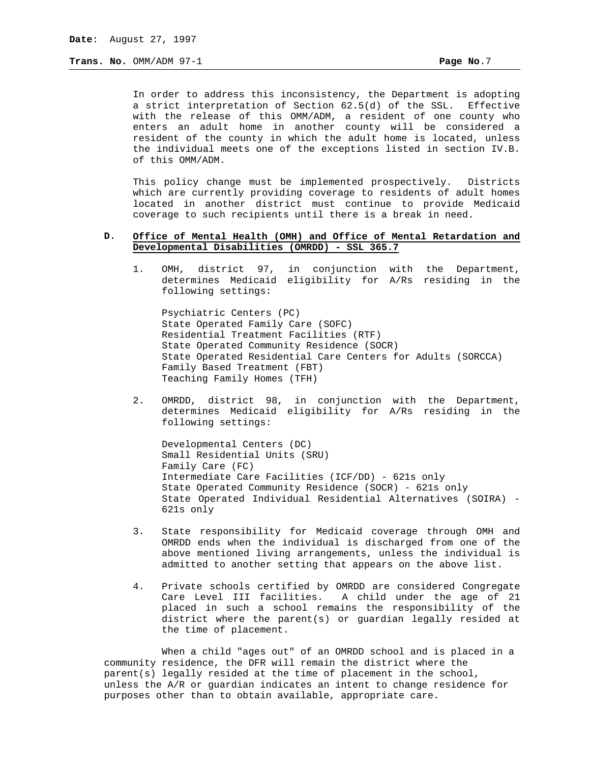In order to address this inconsistency, the Department is adopting a strict interpretation of Section 62.5(d) of the SSL. Effective with the release of this OMM/ADM, a resident of one county who enters an adult home in another county will be considered a resident of the county in which the adult home is located, unless the individual meets one of the exceptions listed in section IV.B. of this OMM/ADM.

This policy change must be implemented prospectively. Districts which are currently providing coverage to residents of adult homes located in another district must continue to provide Medicaid coverage to such recipients until there is a break in need.

**D. Office of Mental Health (OMH) and Office of Mental Retardation and Developmental Disabilities (OMRDD) - SSL 365.7**

1. OMH, district 97, in conjunction with the Department, determines Medicaid eligibility for A/Rs residing in the following settings:

   Psychiatric Centers (PC)
   State Operated Family Care (SOFC)
   Residential Treatment Facilities (RTF)
   State Operated Community Residence (SOCR)
   State Operated Residential Care Centers for Adults (SORCCA)
   Family Based Treatment (FBT)
   Teaching Family Homes (TFH)

2. OMRDD, district 98, in conjunction with the Department, determines Medicaid eligibility for A/Rs residing in the following settings:

   Developmental Centers (DC)
   Small Residential Units (SRU)
   Family Care (FC)
   Intermediate Care Facilities (ICF/DD) - 621s only
   State Operated Community Residence (SOCR) - 621s only
   State Operated Individual Residential Alternatives (SOIRA) - 621s only

3. State responsibility for Medicaid coverage through OMH and OMRDD ends when the individual is discharged from one of the above mentioned living arrangements, unless the individual is admitted to another setting that appears on the above list.

4. Private schools certified by OMRDD are considered Congregate Care Level III facilities. A child under the age of 21 placed in such a school remains the responsibility of the district where the parent(s) or guardian legally resided at the time of placement.

When a child "ages out" of an OMRDD school and is placed in a community residence, the DFR will remain the district where the parent(s) legally resided at the time of placement in the school, unless the A/R or guardian indicates an intent to change residence for purposes other than to obtain available, appropriate care.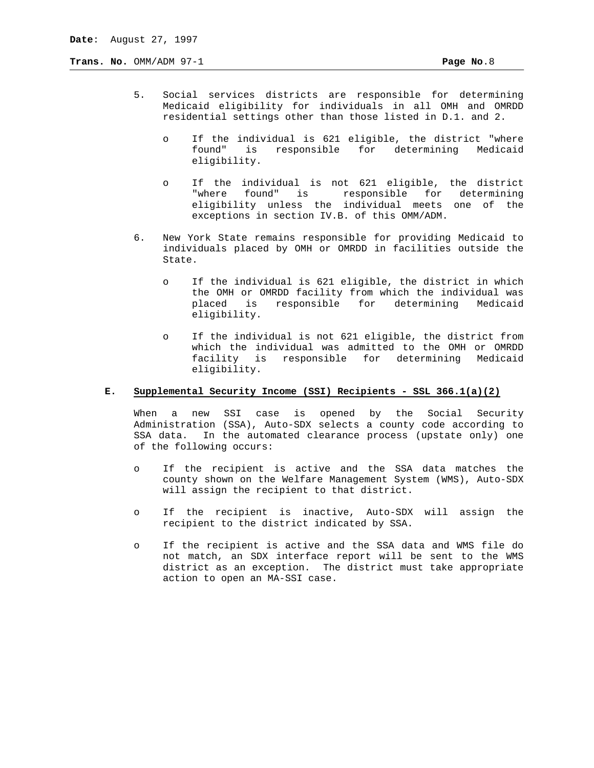5. Social services districts are responsible for determining Medicaid eligibility for individuals in all OMH and OMRDD residential settings other than those listed in D.1. and 2.

   - If the individual is 621 eligible, the district "where found" is responsible for determining Medicaid eligibility.

   - If the individual is not 621 eligible, the district "where found" is responsible for determining eligibility unless the individual meets one of the exceptions in section IV.B. of this OMM/ADM.

6. New York State remains responsible for providing Medicaid to individuals placed by OMH or OMRDD in facilities outside the State.

   - If the individual is 621 eligible, the district in which the OMH or OMRDD facility from which the individual was placed is responsible for determining Medicaid eligibility.

   - If the individual is not 621 eligible, the district from which the individual was admitted to the OMH or OMRDD facility is responsible for determining Medicaid eligibility.

**E. Supplemental Security Income (SSI) Recipients - SSL 366.1(a)(2)**

When a new SSI case is opened by the Social Security Administration (SSA), Auto-SDX selects a county code according to SSA data. In the automated clearance process (upstate only) one of the following occurs:

- If the recipient is active and the SSA data matches the county shown on the Welfare Management System (WMS), Auto-SDX will assign the recipient to that district.

- If the recipient is inactive, Auto-SDX will assign the recipient to the district indicated by SSA.

- If the recipient is active and the SSA data and WMS file do not match, an SDX interface report will be sent to the WMS district as an exception. The district must take appropriate action to open an MA-SSI case.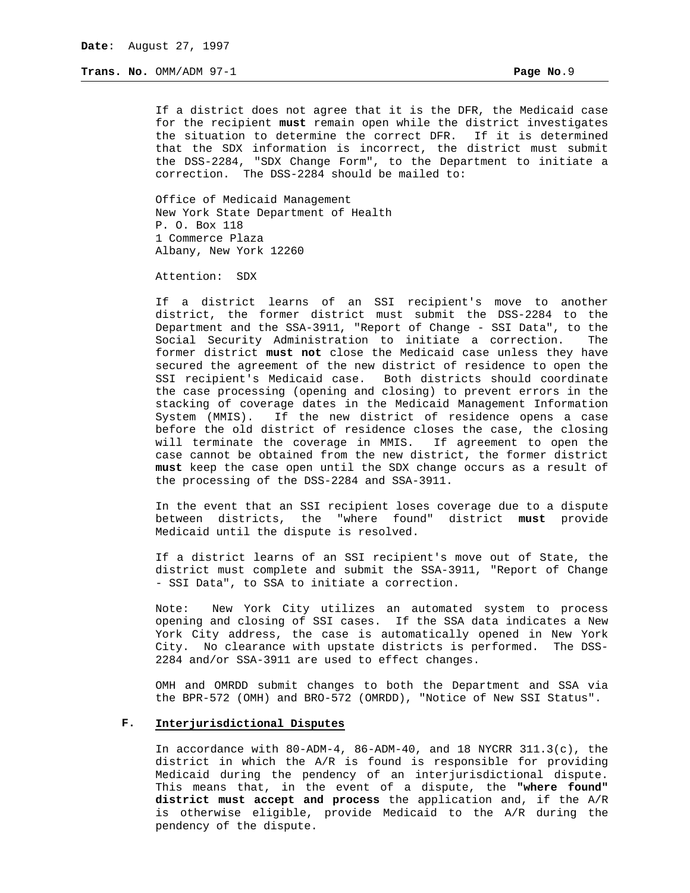If a district does not agree that it is the DFR, the Medicaid case for the recipient **must** remain open while the district investigates the situation to determine the correct DFR. If it is determined that the SDX information is incorrect, the district must submit the DSS-2284, "SDX Change Form", to the Department to initiate a correction. The DSS-2284 should be mailed to:

Office of Medicaid Management
New York State Department of Health
P. O. Box 118
1 Commerce Plaza
Albany, New York 12260

Attention: SDX

If a district learns of an SSI recipient's move to another district, the former district must submit the DSS-2284 to the Department and the SSA-3911, "Report of Change - SSI Data", to the Social Security Administration to initiate a correction. The former district **must not** close the Medicaid case unless they have secured the agreement of the new district of residence to open the SSI recipient's Medicaid case. Both districts should coordinate the case processing (opening and closing) to prevent errors in the stacking of coverage dates in the Medicaid Management Information System (MMIS). If the new district of residence opens a case before the old district of residence closes the case, the closing will terminate the coverage in MMIS. If agreement to open the case cannot be obtained from the new district, the former district **must** keep the case open until the SDX change occurs as a result of the processing of the DSS-2284 and SSA-3911.

In the event that an SSI recipient loses coverage due to a dispute between districts, the "where found" district **must** provide Medicaid until the dispute is resolved.

If a district learns of an SSI recipient's move out of State, the district must complete and submit the SSA-3911, "Report of Change - SSI Data", to SSA to initiate a correction.

Note: New York City utilizes an automated system to process opening and closing of SSI cases. If the SSA data indicates a New York City address, the case is automatically opened in New York City. No clearance with upstate districts is performed. The DSS-2284 and/or SSA-3911 are used to effect changes.

OMH and OMRDD submit changes to both the Department and SSA via the BPR-572 (OMH) and BRO-572 (OMRDD), "Notice of New SSI Status".

## F. Interjurisdictional Disputes

In accordance with 80-ADM-4, 86-ADM-40, and 18 NYCRR 311.3(c), the district in which the A/R is found is responsible for providing Medicaid during the pendency of an interjurisdictional dispute. This means that, in the event of a dispute, the **"where found" district must accept and process** the application and, if the A/R is otherwise eligible, provide Medicaid to the A/R during the pendency of the dispute.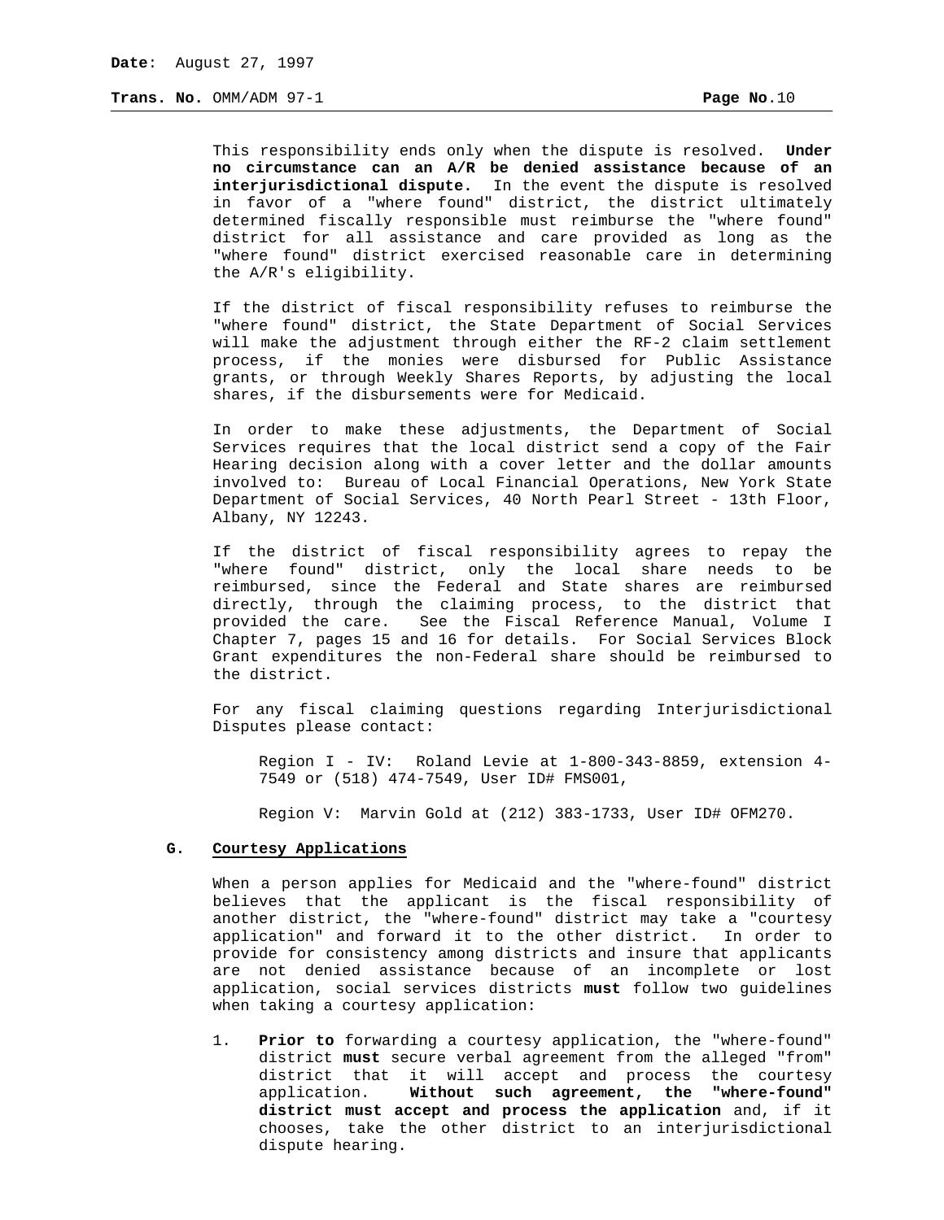This responsibility ends only when the dispute is resolved. **Under no circumstance can an A/R be denied assistance because of an interjurisdictional dispute.** In the event the dispute is resolved in favor of a "where found" district, the district ultimately determined fiscally responsible must reimburse the "where found" district for all assistance and care provided as long as the "where found" district exercised reasonable care in determining the A/R's eligibility.

If the district of fiscal responsibility refuses to reimburse the "where found" district, the State Department of Social Services will make the adjustment through either the RF-2 claim settlement process, if the monies were disbursed for Public Assistance grants, or through Weekly Shares Reports, by adjusting the local shares, if the disbursements were for Medicaid.

In order to make these adjustments, the Department of Social Services requires that the local district send a copy of the Fair Hearing decision along with a cover letter and the dollar amounts involved to: Bureau of Local Financial Operations, New York State Department of Social Services, 40 North Pearl Street - 13th Floor, Albany, NY 12243.

If the district of fiscal responsibility agrees to repay the "where found" district, only the local share needs to be reimbursed, since the Federal and State shares are reimbursed directly, through the claiming process, to the district that provided the care. See the Fiscal Reference Manual, Volume I Chapter 7, pages 15 and 16 for details. For Social Services Block Grant expenditures the non-Federal share should be reimbursed to the district.

For any fiscal claiming questions regarding Interjurisdictional Disputes please contact:

Region I - IV: Roland Levie at 1-800-343-8859, extension 4-7549 or (518) 474-7549, User ID# FMS001,

Region V: Marvin Gold at (212) 383-1733, User ID# OFM270.

**G. Courtesy Applications**

When a person applies for Medicaid and the "where-found" district believes that the applicant is the fiscal responsibility of another district, the "where-found" district may take a "courtesy application" and forward it to the other district. In order to provide for consistency among districts and insure that applicants are not denied assistance because of an incomplete or lost application, social services districts **must** follow two guidelines when taking a courtesy application:

1. **Prior to** forwarding a courtesy application, the "where-found" district **must** secure verbal agreement from the alleged "from" district that it will accept and process the courtesy application. **Without such agreement, the "where-found" district must accept and process the application** and, if it chooses, take the other district to an interjurisdictional dispute hearing.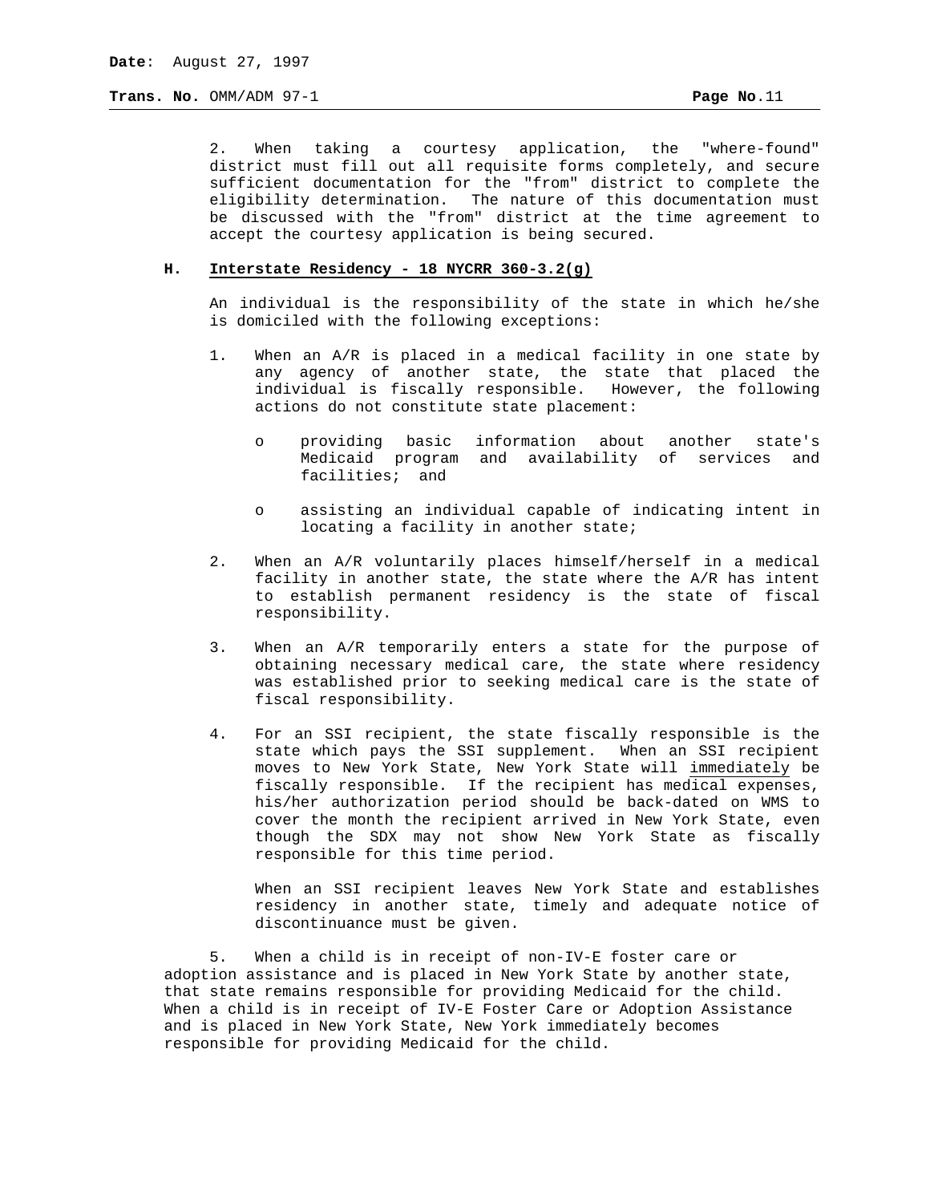2. When taking a courtesy application, the "where-found" district must fill out all requisite forms completely, and secure sufficient documentation for the "from" district to complete the eligibility determination. The nature of this documentation must be discussed with the "from" district at the time agreement to accept the courtesy application is being secured.

**H. Interstate Residency - 18 NYCRR 360-3.2(g)**

An individual is the responsibility of the state in which he/she is domiciled with the following exceptions:

1. When an A/R is placed in a medical facility in one state by any agency of another state, the state that placed the individual is fiscally responsible. However, the following actions do not constitute state placement:

   - providing basic information about another state's Medicaid program and availability of services and facilities; and

   - assisting an individual capable of indicating intent in locating a facility in another state;

2. When an A/R voluntarily places himself/herself in a medical facility in another state, the state where the A/R has intent to establish permanent residency is the state of fiscal responsibility.

3. When an A/R temporarily enters a state for the purpose of obtaining necessary medical care, the state where residency was established prior to seeking medical care is the state of fiscal responsibility.

4. For an SSI recipient, the state fiscally responsible is the state which pays the SSI supplement. When an SSI recipient moves to New York State, New York State will immediately be fiscally responsible. If the recipient has medical expenses, his/her authorization period should be back-dated on WMS to cover the month the recipient arrived in New York State, even though the SDX may not show New York State as fiscally responsible for this time period.

   When an SSI recipient leaves New York State and establishes residency in another state, timely and adequate notice of discontinuance must be given.

5. When a child is in receipt of non-IV-E foster care or adoption assistance and is placed in New York State by another state, that state remains responsible for providing Medicaid for the child. When a child is in receipt of IV-E Foster Care or Adoption Assistance and is placed in New York State, New York immediately becomes responsible for providing Medicaid for the child.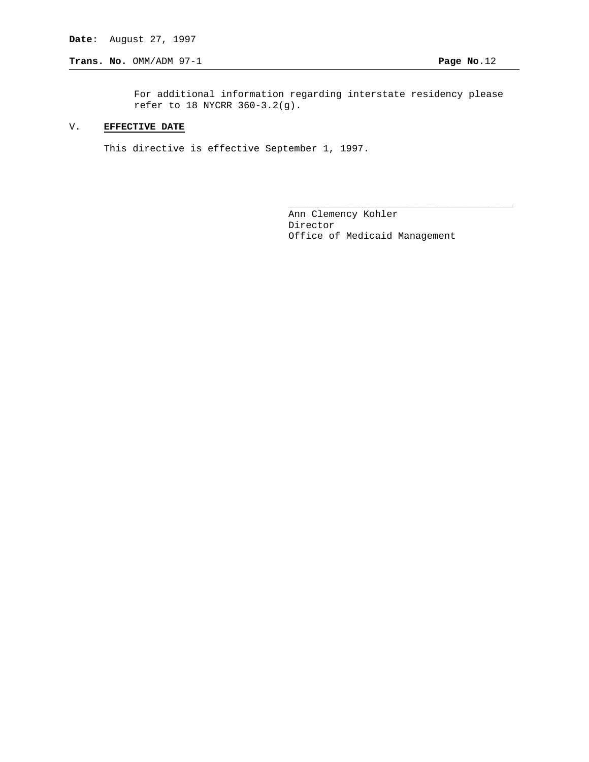For additional information regarding interstate residency please refer to 18 NYCRR 360-3.2(g).

## V. **EFFECTIVE DATE**

This directive is effective September 1, 1997.

\_\_\_\_\_\_\_\_\_\_\_\_\_\_\_\_\_\_\_\_\_\_\_\_\_\_\_\_\_\_\_\_\_\_\_\_\_\_\_

Ann Clemency Kohler
Director
Office of Medicaid Management